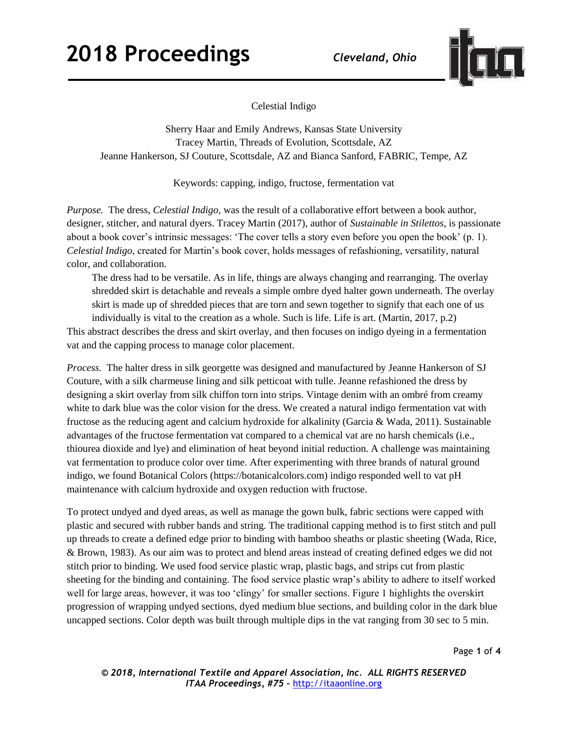# Celestial Indigo

Sherry Haar and Emily Andrews, Kansas State University
Tracey Martin, Threads of Evolution, Scottsdale, AZ
Jeanne Hankerson, SJ Couture, Scottsdale, AZ and Bianca Sanford, FABRIC, Tempe, AZ

Keywords: capping, indigo, fructose, fermentation vat

*Purpose.* The dress, *Celestial Indigo*, was the result of a collaborative effort between a book author, designer, stitcher, and natural dyers. Tracey Martin (2017), author of *Sustainable in Stilettos*, is passionate about a book cover's intrinsic messages: 'The cover tells a story even before you open the book' (p. 1). *Celestial Indigo*, created for Martin's book cover, holds messages of refashioning, versatility, natural color, and collaboration.

> The dress had to be versatile. As in life, things are always changing and rearranging. The overlay shredded skirt is detachable and reveals a simple ombre dyed halter gown underneath. The overlay skirt is made up of shredded pieces that are torn and sewn together to signify that each one of us individually is vital to the creation as a whole. Such is life. Life is art. (Martin, 2017, p.2)

This abstract describes the dress and skirt overlay, and then focuses on indigo dyeing in a fermentation vat and the capping process to manage color placement.

*Process.* The halter dress in silk georgette was designed and manufactured by Jeanne Hankerson of SJ Couture, with a silk charmeuse lining and silk petticoat with tulle. Jeanne refashioned the dress by designing a skirt overlay from silk chiffon torn into strips. Vintage denim with an ombré from creamy white to dark blue was the color vision for the dress. We created a natural indigo fermentation vat with fructose as the reducing agent and calcium hydroxide for alkalinity (Garcia & Wada, 2011). Sustainable advantages of the fructose fermentation vat compared to a chemical vat are no harsh chemicals (i.e., thiourea dioxide and lye) and elimination of heat beyond initial reduction. A challenge was maintaining vat fermentation to produce color over time. After experimenting with three brands of natural ground indigo, we found Botanical Colors (https://botanicalcolors.com) indigo responded well to vat pH maintenance with calcium hydroxide and oxygen reduction with fructose.

To protect undyed and dyed areas, as well as manage the gown bulk, fabric sections were capped with plastic and secured with rubber bands and string. The traditional capping method is to first stitch and pull up threads to create a defined edge prior to binding with bamboo sheaths or plastic sheeting (Wada, Rice, & Brown, 1983). As our aim was to protect and blend areas instead of creating defined edges we did not stitch prior to binding. We used food service plastic wrap, plastic bags, and strips cut from plastic sheeting for the binding and containing. The food service plastic wrap's ability to adhere to itself worked well for large areas, however, it was too 'clingy' for smaller sections. Figure 1 highlights the overskirt progression of wrapping undyed sections, dyed medium blue sections, and building color in the dark blue uncapped sections. Color depth was built through multiple dips in the vat ranging from 30 sec to 5 min.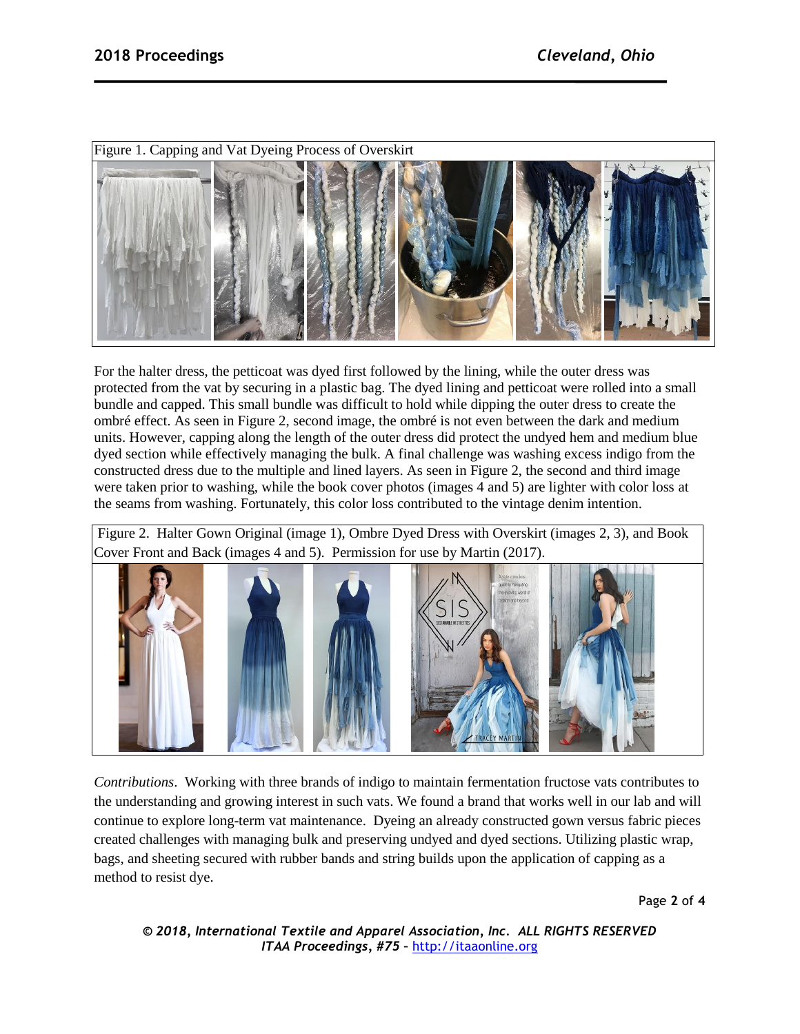Figure 1. Capping and Vat Dyeing Process of Overskirt

For the halter dress, the petticoat was dyed first followed by the lining, while the outer dress was protected from the vat by securing in a plastic bag. The dyed lining and petticoat were rolled into a small bundle and capped. This small bundle was difficult to hold while dipping the outer dress to create the ombré effect. As seen in Figure 2, second image, the ombré is not even between the dark and medium units. However, capping along the length of the outer dress did protect the undyed hem and medium blue dyed section while effectively managing the bulk. A final challenge was washing excess indigo from the constructed dress due to the multiple and lined layers. As seen in Figure 2, the second and third image were taken prior to washing, while the book cover photos (images 4 and 5) are lighter with color loss at the seams from washing. Fortunately, this color loss contributed to the vintage denim intention.

Figure 2. Halter Gown Original (image 1), Ombre Dyed Dress with Overskirt (images 2, 3), and Book Cover Front and Back (images 4 and 5). Permission for use by Martin (2017).

*Contributions*. Working with three brands of indigo to maintain fermentation fructose vats contributes to the understanding and growing interest in such vats. We found a brand that works well in our lab and will continue to explore long-term vat maintenance. Dyeing an already constructed gown versus fabric pieces created challenges with managing bulk and preserving undyed and dyed sections. Utilizing plastic wrap, bags, and sheeting secured with rubber bands and string builds upon the application of capping as a method to resist dye.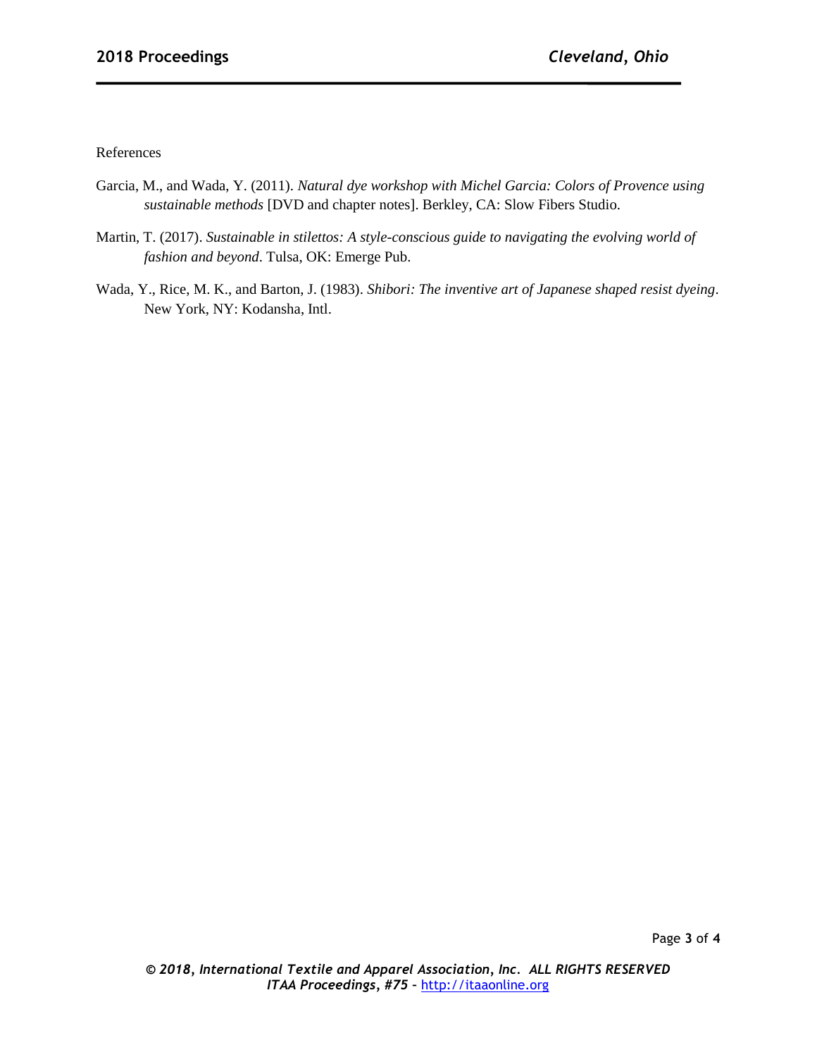References

Garcia, M., and Wada, Y. (2011). *Natural dye workshop with Michel Garcia: Colors of Provence using sustainable methods* [DVD and chapter notes]. Berkley, CA: Slow Fibers Studio.

Martin, T. (2017). *Sustainable in stilettos: A style-conscious guide to navigating the evolving world of fashion and beyond*. Tulsa, OK: Emerge Pub.

Wada, Y., Rice, M. K., and Barton, J. (1983). *Shibori: The inventive art of Japanese shaped resist dyeing*. New York, NY: Kodansha, Intl.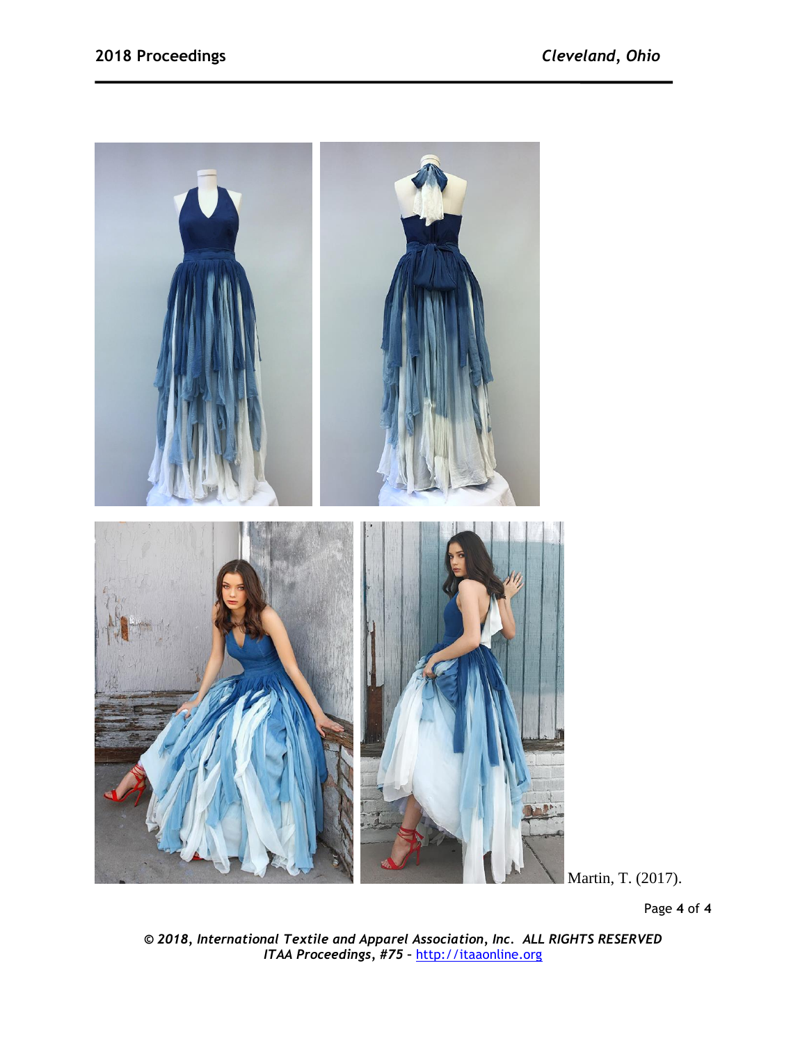Martin, T. (2017).